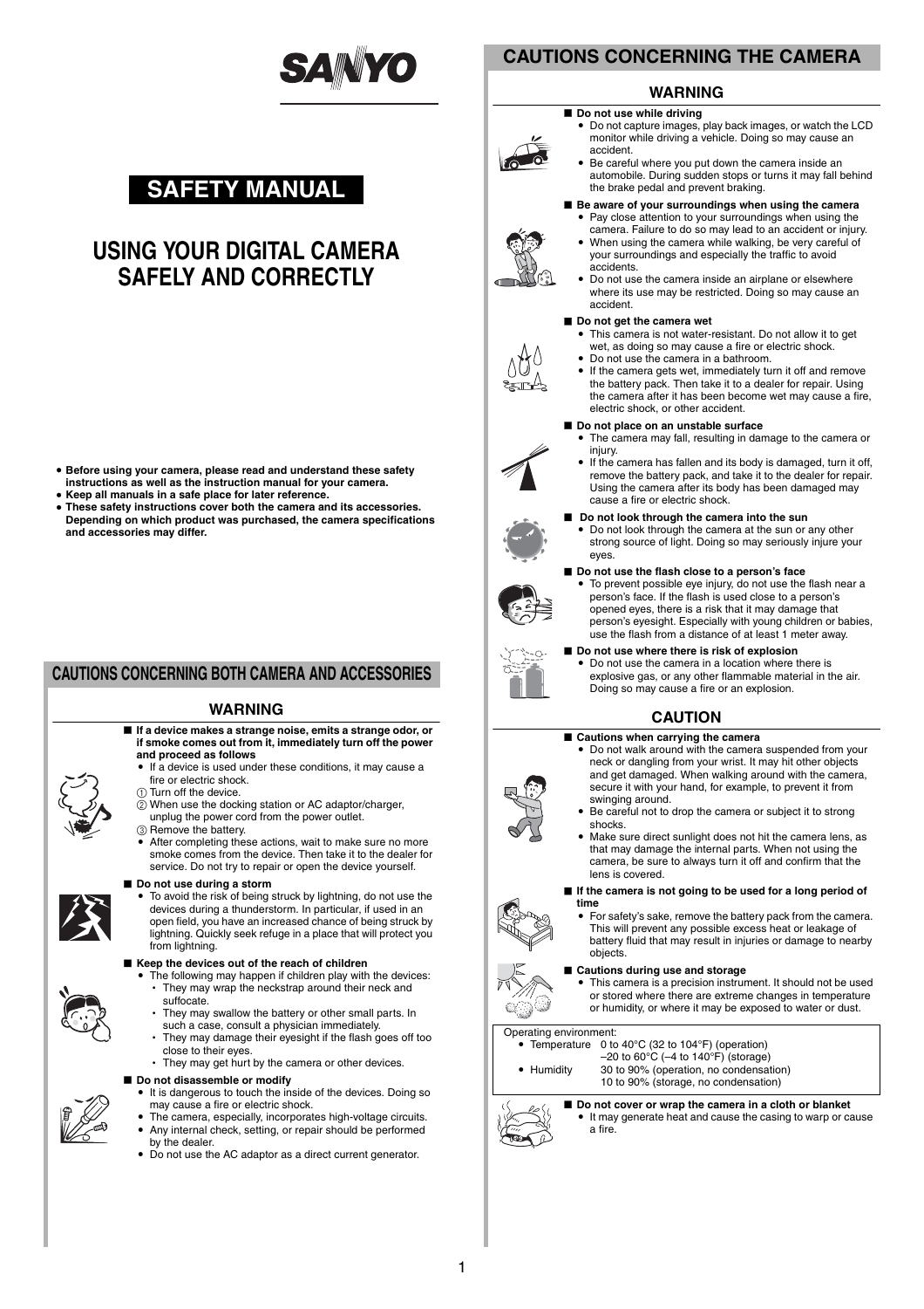SANYO

# SAFETY MANUAL

# USING YOUR DIGITAL CAMERA SAFELY AND CORRECTLY

- **Before using your camera, please read and understand these safety instructions as well as the instruction manual for your camera.**
- **Keep all manuals in a safe place for later reference.**
- **These safety instructions cover both the camera and its accessories. Depending on which product was purchased, the camera specifications and accessories may differ.**

## CAUTIONS CONCERNING BOTH CAMERA AND ACCESSORIES

### WARNING

■ **If a device makes a strange noise, emits a strange odor, or if smoke comes out from it, immediately turn off the power and proceed as follows**

- If a device is used under these conditions, it may cause a fire or electric shock.
  1. Turn off the device.
  2. When use the docking station or AC adaptor/charger, unplug the power cord from the power outlet.
  3. Remove the battery.
- After completing these actions, wait to make sure no more smoke comes from the device. Then take it to the dealer for service. Do not try to repair or open the device yourself.

■ **Do not use during a storm**

- To avoid the risk of being struck by lightning, do not use the devices during a thunderstorm. In particular, if used in an open field, you have an increased chance of being struck by lightning. Quickly seek refuge in a place that will protect you from lightning.

■ **Keep the devices out of the reach of children**

- The following may happen if children play with the devices:
  - They may wrap the neckstrap around their neck and suffocate.
  - They may swallow the battery or other small parts. In such a case, consult a physician immediately.
  - They may damage their eyesight if the flash goes off too close to their eyes.
  - They may get hurt by the camera or other devices.

■ **Do not disassemble or modify**

- It is dangerous to touch the inside of the devices. Doing so may cause a fire or electric shock.
- The camera, especially, incorporates high-voltage circuits.
- Any internal check, setting, or repair should be performed by the dealer.
- Do not use the AC adaptor as a direct current generator.

## CAUTIONS CONCERNING THE CAMERA

### WARNING

■ **Do not use while driving**

- Do not capture images, play back images, or watch the LCD monitor while driving a vehicle. Doing so may cause an accident.
- Be careful where you put down the camera inside an automobile. During sudden stops or turns it may fall behind the brake pedal and prevent braking.

■ **Be aware of your surroundings when using the camera**

- Pay close attention to your surroundings when using the camera. Failure to do so may lead to an accident or injury.
- When using the camera while walking, be very careful of your surroundings and especially the traffic to avoid accidents.
- Do not use the camera inside an airplane or elsewhere where its use may be restricted. Doing so may cause an accident.

■ **Do not get the camera wet**

- This camera is not water-resistant. Do not allow it to get wet, as doing so may cause a fire or electric shock.
- Do not use the camera in a bathroom.
- If the camera gets wet, immediately turn it off and remove the battery pack. Then take it to a dealer for repair. Using the camera after it has been become wet may cause a fire, electric shock, or other accident.

■ **Do not place on an unstable surface**

- The camera may fall, resulting in damage to the camera or injury.
- If the camera has fallen and its body is damaged, turn it off, remove the battery pack, and take it to the dealer for repair. Using the camera after its body has been damaged may cause a fire or electric shock.

■ **Do not look through the camera into the sun**

- Do not look through the camera at the sun or any other strong source of light. Doing so may seriously injure your eyes.

■ **Do not use the flash close to a person's face**

- To prevent possible eye injury, do not use the flash near a person's face. If the flash is used close to a person's opened eyes, there is a risk that it may damage that person's eyesight. Especially with young children or babies, use the flash from a distance of at least 1 meter away.

■ **Do not use where there is risk of explosion**

- Do not use the camera in a location where there is explosive gas, or any other flammable material in the air. Doing so may cause a fire or an explosion.

### CAUTION

■ **Cautions when carrying the camera**

- Do not walk around with the camera suspended from your neck or dangling from your wrist. It may hit other objects and get damaged. When walking around with the camera, secure it with your hand, for example, to prevent it from swinging around.
- Be careful not to drop the camera or subject it to strong shocks.
- Make sure direct sunlight does not hit the camera lens, as that may damage the internal parts. When not using the camera, be sure to always turn it off and confirm that the lens is covered.

■ **If the camera is not going to be used for a long period of time**

- For safety's sake, remove the battery pack from the camera. This will prevent any possible excess heat or leakage of battery fluid that may result in injuries or damage to nearby objects.

■ **Cautions during use and storage**

- This camera is a precision instrument. It should not be used or stored where there are extreme changes in temperature or humidity, or where it may be exposed to water or dust.

Operating environment:
- Temperature: 0 to 40°C (32 to 104°F) (operation); –20 to 60°C (–4 to 140°F) (storage)
- Humidity: 30 to 90% (operation, no condensation); 10 to 90% (storage, no condensation)

■ **Do not cover or wrap the camera in a cloth or blanket**

- It may generate heat and cause the casing to warp or cause a fire.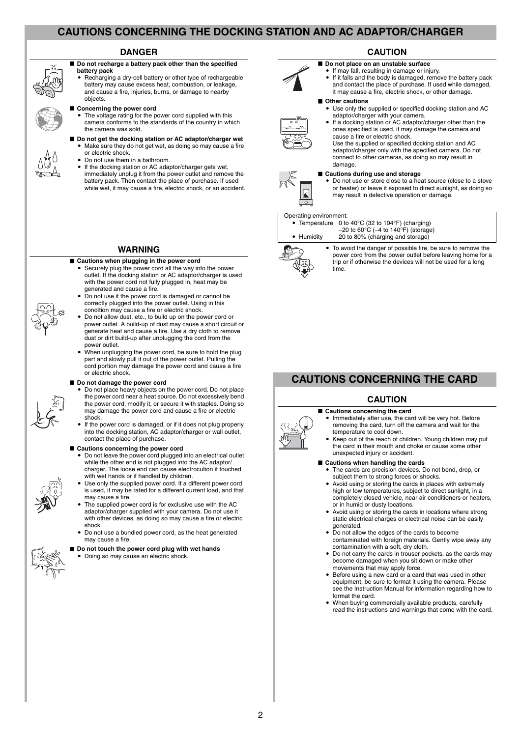# CAUTIONS CONCERNING THE DOCKING STATION AND AC ADAPTOR/CHARGER

## DANGER

- **Do not recharge a battery pack other than the specified battery pack**
  - Recharging a dry-cell battery or other type of rechargeable battery may cause excess heat, combustion, or leakage, and cause a fire, injuries, burns, or damage to nearby objects.
- **Concerning the power cord**
  - The voltage rating for the power cord supplied with this camera conforms to the standards of the country in which the camera was sold.
- **Do not get the docking station or AC adaptor/charger wet**
  - Make sure they do not get wet, as doing so may cause a fire or electric shock.
  - Do not use them in a bathroom.
  - If the docking station or AC adaptor/charger gets wet, immediately unplug it from the power outlet and remove the battery pack. Then contact the place of purchase. If used while wet, it may cause a fire, electric shock, or an accident.

## WARNING

- **Cautions when plugging in the power cord**
  - Securely plug the power cord all the way into the power outlet. If the docking station or AC adaptor/charger is used with the power cord not fully plugged in, heat may be generated and cause a fire.
  - Do not use if the power cord is damaged or cannot be correctly plugged into the power outlet. Using in this condition may cause a fire or electric shock.
  - Do not allow dust, etc., to build up on the power cord or power outlet. A build-up of dust may cause a short circuit or generate heat and cause a fire. Use a dry cloth to remove dust or dirt build-up after unplugging the cord from the power outlet.
  - When unplugging the power cord, be sure to hold the plug part and slowly pull it out of the power outlet. Pulling the cord portion may damage the power cord and cause a fire or electric shock.
- **Do not damage the power cord**
  - Do not place heavy objects on the power cord. Do not place the power cord near a heat source. Do not excessively bend the power cord, modify it, or secure it with staples. Doing so may damage the power cord and cause a fire or electric shock.
  - If the power cord is damaged, or if it does not plug properly into the docking station, AC adaptor/charger or wall outlet, contact the place of purchase.
- **Cautions concerning the power cord**
  - Do not leave the power cord plugged into an electrical outlet while the other end is not plugged into the AC adaptor/charger. The loose end can cause electrocution if touched with wet hands or if handled by children.
  - Use only the supplied power cord. If a different power cord is used, it may be rated for a different current load, and that may cause a fire.
  - The supplied power cord is for exclusive use with the AC adaptor/charger supplied with your camera. Do not use it with other devices, as doing so may cause a fire or electric shock.
  - Do not use a bundled power cord, as the heat generated may cause a fire.
- **Do not touch the power cord plug with wet hands**
  - Doing so may cause an electric shock.

## CAUTION

- **Do not place on an unstable surface**
  - If may fall, resulting in damage or injury.
  - If it falls and the body is damaged, remove the battery pack and contact the place of purchase. If used while damaged, it may cause a fire, electric shock, or other damage.
- **Other cautions**
  - Use only the supplied or specified docking station and AC adaptor/charger with your camera.
  - If a docking station or AC adaptor/charger other than the ones specified is used, it may damage the camera and cause a fire or electric shock.
    Use the supplied or specified docking station and AC adaptor/charger only with the specified camera. Do not connect to other cameras, as doing so may result in damage.
- **Cautions during use and storage**
  - Do not use or store close to a heat source (close to a stove or heater) or leave it exposed to direct sunlight, as doing so may result in defective operation or damage.

Operating environment:
- Temperature 0 to 40°C (32 to 104°F) (charging)
  –20 to 60°C (–4 to 140°F) (storage)
- Humidity 20 to 80% (charging and storage)

- To avoid the danger of possible fire, be sure to remove the power cord from the power outlet before leaving home for a trip or if otherwise the devices will not be used for a long time.

# CAUTIONS CONCERNING THE CARD

## CAUTION

- **Cautions concerning the card**
  - Immediately after use, the card will be very hot. Before removing the card, turn off the camera and wait for the temperature to cool down.
  - Keep out of the reach of children. Young children may put the card in their mouth and choke or cause some other unexpected injury or accident.
- **Cautions when handling the cards**
  - The cards are precision devices. Do not bend, drop, or subject them to strong forces or shocks.
  - Avoid using or storing the cards in places with extremely high or low temperatures, subject to direct sunlight, in a completely closed vehicle, near air conditioners or heaters, or in humid or dusty locations.
  - Avoid using or storing the cards in locations where strong static electrical charges or electrical noise can be easily generated.
  - Do not allow the edges of the cards to become contaminated with foreign materials. Gently wipe away any contamination with a soft, dry cloth.
  - Do not carry the cards in trouser pockets, as the cards may become damaged when you sit down or make other movements that may apply force.
  - Before using a new card or a card that was used in other equipment, be sure to format it using the camera. Please see the Instruction Manual for information regarding how to format the card.
  - When buying commercially available products, carefully read the instructions and warnings that come with the card.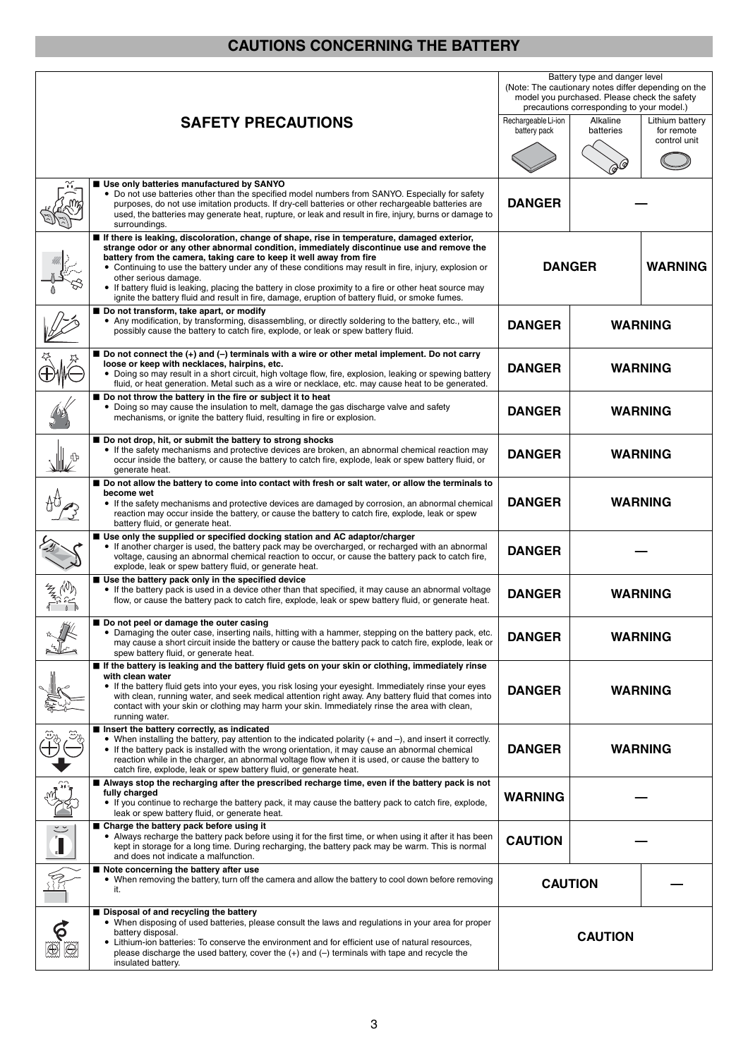# CAUTIONS CONCERNING THE BATTERY

| SAFETY PRECAUTIONS | Battery type and danger level (Note: The cautionary notes differ depending on the model you purchased. Please check the safety precautions corresponding to your model.) | | |
|---|---|---|---|
| | Rechargeable Li-ion battery pack | Alkaline batteries | Lithium battery for remote control unit |
| ■ **Use only batteries manufactured by SANYO**<br>• Do not use batteries other than the specified model numbers from SANYO. Especially for safety purposes, do not use imitation products. If dry-cell batteries or other rechargeable batteries are used, the batteries may generate heat, rupture, or leak and result in fire, injury, burns or damage to surroundings. | **DANGER** | — | |
| ■ **If there is leaking, discoloration, change of shape, rise in temperature, damaged exterior, strange odor or any other abnormal condition, immediately discontinue use and remove the battery from the camera, taking care to keep it well away from fire**<br>• Continuing to use the battery under any of these conditions may result in fire, injury, explosion or other serious damage.<br>• If battery fluid is leaking, placing the battery in close proximity to a fire or other heat source may ignite the battery fluid and result in fire, damage, eruption of battery fluid, or smoke fumes. | **DANGER** | | **WARNING** |
| ■ **Do not transform, take apart, or modify**<br>• Any modification, by transforming, disassembling, or directly soldering to the battery, etc., will possibly cause the battery to catch fire, explode, or leak or spew battery fluid. | **DANGER** | **WARNING** | |
| ■ **Do not connect the (+) and (–) terminals with a wire or other metal implement. Do not carry loose or keep with necklaces, hairpins, etc.**<br>• Doing so may result in a short circuit, high voltage flow, fire, explosion, leaking or spewing battery fluid, or heat generation. Metal such as a wire or necklace, etc. may cause heat to be generated. | **DANGER** | **WARNING** | |
| ■ **Do not throw the battery in the fire or subject it to heat**<br>• Doing so may cause the insulation to melt, damage the gas discharge valve and safety mechanisms, or ignite the battery fluid, resulting in fire or explosion. | **DANGER** | **WARNING** | |
| ■ **Do not drop, hit, or submit the battery to strong shocks**<br>• If the safety mechanisms and protective devices are broken, an abnormal chemical reaction may occur inside the battery, or cause the battery to catch fire, explode, leak or spew battery fluid, or generate heat. | **DANGER** | **WARNING** | |
| ■ **Do not allow the battery to come into contact with fresh or salt water, or allow the terminals to become wet**<br>• If the safety mechanisms and protective devices are damaged by corrosion, an abnormal chemical reaction may occur inside the battery, or cause the battery to catch fire, explode, leak or spew battery fluid, or generate heat. | **DANGER** | **WARNING** | |
| ■ **Use only the supplied or specified docking station and AC adaptor/charger**<br>• If another charger is used, the battery pack may be overcharged, or recharged with an abnormal voltage, causing an abnormal chemical reaction to occur, or cause the battery pack to catch fire, explode, leak or spew battery fluid, or generate heat. | **DANGER** | — | |
| ■ **Use the battery pack only in the specified device**<br>• If the battery pack is used in a device other than that specified, it may cause an abnormal voltage flow, or cause the battery pack to catch fire, explode, leak or spew battery fluid, or generate heat. | **DANGER** | **WARNING** | |
| ■ **Do not peel or damage the outer casing**<br>• Damaging the outer case, inserting nails, hitting with a hammer, stepping on the battery pack, etc. may cause a short circuit inside the battery or cause the battery pack to catch fire, explode, leak or spew battery fluid, or generate heat. | **DANGER** | **WARNING** | |
| ■ **If the battery is leaking and the battery fluid gets on your skin or clothing, immediately rinse with clean water**<br>• If the battery fluid gets into your eyes, you risk losing your eyesight. Immediately rinse your eyes with clean, running water, and seek medical attention right away. Any battery fluid that comes into contact with your skin or clothing may harm your skin. Immediately rinse the area with clean, running water. | **DANGER** | **WARNING** | |
| ■ **Insert the battery correctly, as indicated**<br>• When installing the battery, pay attention to the indicated polarity (+ and –), and insert it correctly.<br>• If the battery pack is installed with the wrong orientation, it may cause an abnormal chemical reaction while in the charger, an abnormal voltage flow when it is used, or cause the battery to catch fire, explode, leak or spew battery fluid, or generate heat. | **DANGER** | **WARNING** | |
| ■ **Always stop the recharging after the prescribed recharge time, even if the battery pack is not fully charged**<br>• If you continue to recharge the battery pack, it may cause the battery pack to catch fire, explode, leak or spew battery fluid, or generate heat. | **WARNING** | — | |
| ■ **Charge the battery pack before using it**<br>• Always recharge the battery pack before using it for the first time, or when using it after it has been kept in storage for a long time. During recharging, the battery pack may be warm. This is normal and does not indicate a malfunction. | **CAUTION** | — | |
| ■ **Note concerning the battery after use**<br>• When removing the battery, turn off the camera and allow the battery to cool down before removing it. | **CAUTION** | | — |
| ■ **Disposal of and recycling the battery**<br>• When disposing of used batteries, please consult the laws and regulations in your area for proper battery disposal.<br>• Lithium-ion batteries: To conserve the environment and for efficient use of natural resources, please discharge the used battery, cover the (+) and (–) terminals with tape and recycle the insulated battery. | **CAUTION** | | |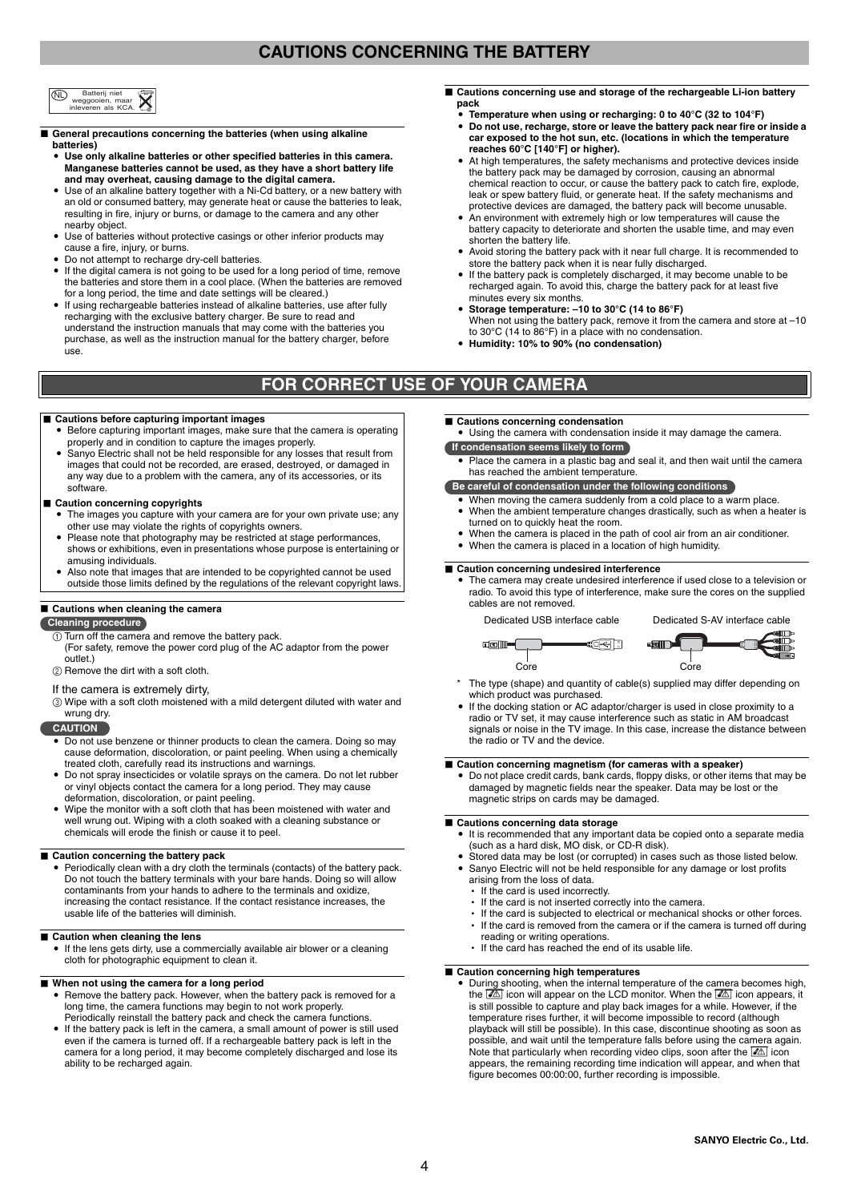# CAUTIONS CONCERNING THE BATTERY

NL Batterij niet weggooien, maar inleveren als KCA.

## ■ General precautions concerning the batteries (when using alkaline batteries)

- **Use only alkaline batteries or other specified batteries in this camera. Manganese batteries cannot be used, as they have a short battery life and may overheat, causing damage to the digital camera.**
- Use of an alkaline battery together with a Ni-Cd battery, or a new battery with an old or consumed battery, may generate heat or cause the batteries to leak, resulting in fire, injury or burns, or damage to the camera and any other nearby object.
- Use of batteries without protective casings or other inferior products may cause a fire, injury, or burns.
- Do not attempt to recharge dry-cell batteries.
- If the digital camera is not going to be used for a long period of time, remove the batteries and store them in a cool place. (When the batteries are removed for a long period, the time and date settings will be cleared.)
- If using rechargeable batteries instead of alkaline batteries, use after fully recharging with the exclusive battery charger. Be sure to read and understand the instruction manuals that may come with the batteries you purchase, as well as the instruction manual for the battery charger, before use.

## ■ Cautions concerning use and storage of the rechargeable Li-ion battery pack

- **Temperature when using or recharging: 0 to 40°C (32 to 104°F)**
- **Do not use, recharge, store or leave the battery pack near fire or inside a car exposed to the hot sun, etc. (locations in which the temperature reaches 60°C [140°F] or higher).**
- At high temperatures, the safety mechanisms and protective devices inside the battery pack may be damaged by corrosion, causing an abnormal chemical reaction to occur, or cause the battery pack to catch fire, explode, leak or spew battery fluid, or generate heat. If the safety mechanisms and protective devices are damaged, the battery pack will become unusable.
- An environment with extremely high or low temperatures will cause the battery capacity to deteriorate and shorten the usable time, and may even shorten the battery life.
- Avoid storing the battery pack with it near full charge. It is recommended to store the battery pack when it is near fully discharged.
- If the battery pack is completely discharged, it may become unable to be recharged again. To avoid this, charge the battery pack for at least five minutes every six months.
- **Storage temperature: –10 to 30°C (14 to 86°F)**
  When not using the battery pack, remove it from the camera and store at –10 to 30°C (14 to 86°F) in a place with no condensation.
- **Humidity: 10% to 90% (no condensation)**

# FOR CORRECT USE OF YOUR CAMERA

## ■ Cautions before capturing important images

- Before capturing important images, make sure that the camera is operating properly and in condition to capture the images properly.
- Sanyo Electric shall not be held responsible for any losses that result from images that could not be recorded, are erased, destroyed, or damaged in any way due to a problem with the camera, any of its accessories, or its software.

## ■ Caution concerning copyrights

- The images you capture with your camera are for your own private use; any other use may violate the rights of copyrights owners.
- Please note that photography may be restricted at stage performances, shows or exhibitions, even in presentations whose purpose is entertaining or amusing individuals.
- Also note that images that are intended to be copyrighted cannot be used outside those limits defined by the regulations of the relevant copyright laws.

## ■ Cautions when cleaning the camera

**Cleaning procedure**

① Turn off the camera and remove the battery pack.
(For safety, remove the power cord plug of the AC adaptor from the power outlet.)
② Remove the dirt with a soft cloth.

If the camera is extremely dirty,
③ Wipe with a soft cloth moistened with a mild detergent diluted with water and wrung dry.

**CAUTION**

- Do not use benzene or thinner products to clean the camera. Doing so may cause deformation, discoloration, or paint peeling. When using a chemically treated cloth, carefully read its instructions and warnings.
- Do not spray insecticides or volatile sprays on the camera. Do not let rubber or vinyl objects contact the camera for a long period. They may cause deformation, discoloration, or paint peeling.
- Wipe the monitor with a soft cloth that has been moistened with water and well wrung out. Wiping with a cloth soaked with a cleaning substance or chemicals will erode the finish or cause it to peel.

## ■ Caution concerning the battery pack

- Periodically clean with a dry cloth the terminals (contacts) of the battery pack. Do not touch the battery terminals with your bare hands. Doing so will allow contaminants from your hands to adhere to the terminals and oxidize, increasing the contact resistance. If the contact resistance increases, the usable life of the batteries will diminish.

## ■ Caution when cleaning the lens

- If the lens gets dirty, use a commercially available air blower or a cleaning cloth for photographic equipment to clean it.

## ■ When not using the camera for a long period

- Remove the battery pack. However, when the battery pack is removed for a long time, the camera functions may begin to not work properly. Periodically reinstall the battery pack and check the camera functions.
- If the battery pack is left in the camera, a small amount of power is still used even if the camera is turned off. If a rechargeable battery pack is left in the camera for a long period, it may become completely discharged and lose its ability to be recharged again.

## ■ Cautions concerning condensation

- Using the camera with condensation inside it may damage the camera.

**If condensation seems likely to form**

- Place the camera in a plastic bag and seal it, and then wait until the camera has reached the ambient temperature.

**Be careful of condensation under the following conditions**

- When moving the camera suddenly from a cold place to a warm place.
- When the ambient temperature changes drastically, such as when a heater is turned on to quickly heat the room.
- When the camera is placed in the path of cool air from an air conditioner.
- When the camera is placed in a location of high humidity.

## ■ Caution concerning undesired interference

- The camera may create undesired interference if used close to a television or radio. To avoid this type of interference, make sure the cores on the supplied cables are not removed.

Dedicated USB interface cable — Core

Dedicated S-AV interface cable — Core

\* The type (shape) and quantity of cable(s) supplied may differ depending on which product was purchased.

- If the docking station or AC adaptor/charger is used in close proximity to a radio or TV set, it may cause interference such as static in AM broadcast signals or noise in the TV image. In this case, increase the distance between the radio or TV and the device.

## ■ Caution concerning magnetism (for cameras with a speaker)

- Do not place credit cards, bank cards, floppy disks, or other items that may be damaged by magnetic fields near the speaker. Data may be lost or the magnetic strips on cards may be damaged.

## ■ Cautions concerning data storage

- It is recommended that any important data be copied onto a separate media (such as a hard disk, MO disk, or CD-R disk).
- Stored data may be lost (or corrupted) in cases such as those listed below.
- Sanyo Electric will not be held responsible for any damage or lost profits arising from the loss of data.
  - If the card is used incorrectly.
  - If the card is not inserted correctly into the camera.
  - If the card is subjected to electrical or mechanical shocks or other forces.
  - If the card is removed from the camera or if the camera is turned off during reading or writing operations.
  - If the card has reached the end of its usable life.

## ■ Caution concerning high temperatures

- During shooting, when the internal temperature of the camera becomes high, the icon will appear on the LCD monitor. When the icon appears, it is still possible to capture and play back images for a while. However, if the temperature rises further, it will become impossible to record (although playback will still be possible). In this case, discontinue shooting as soon as possible, and wait until the temperature falls before using the camera again. Note that particularly when recording video clips, soon after the icon appears, the remaining recording time indication will appear, and when that figure becomes 00:00:00, further recording is impossible.

**SANYO Electric Co., Ltd.**